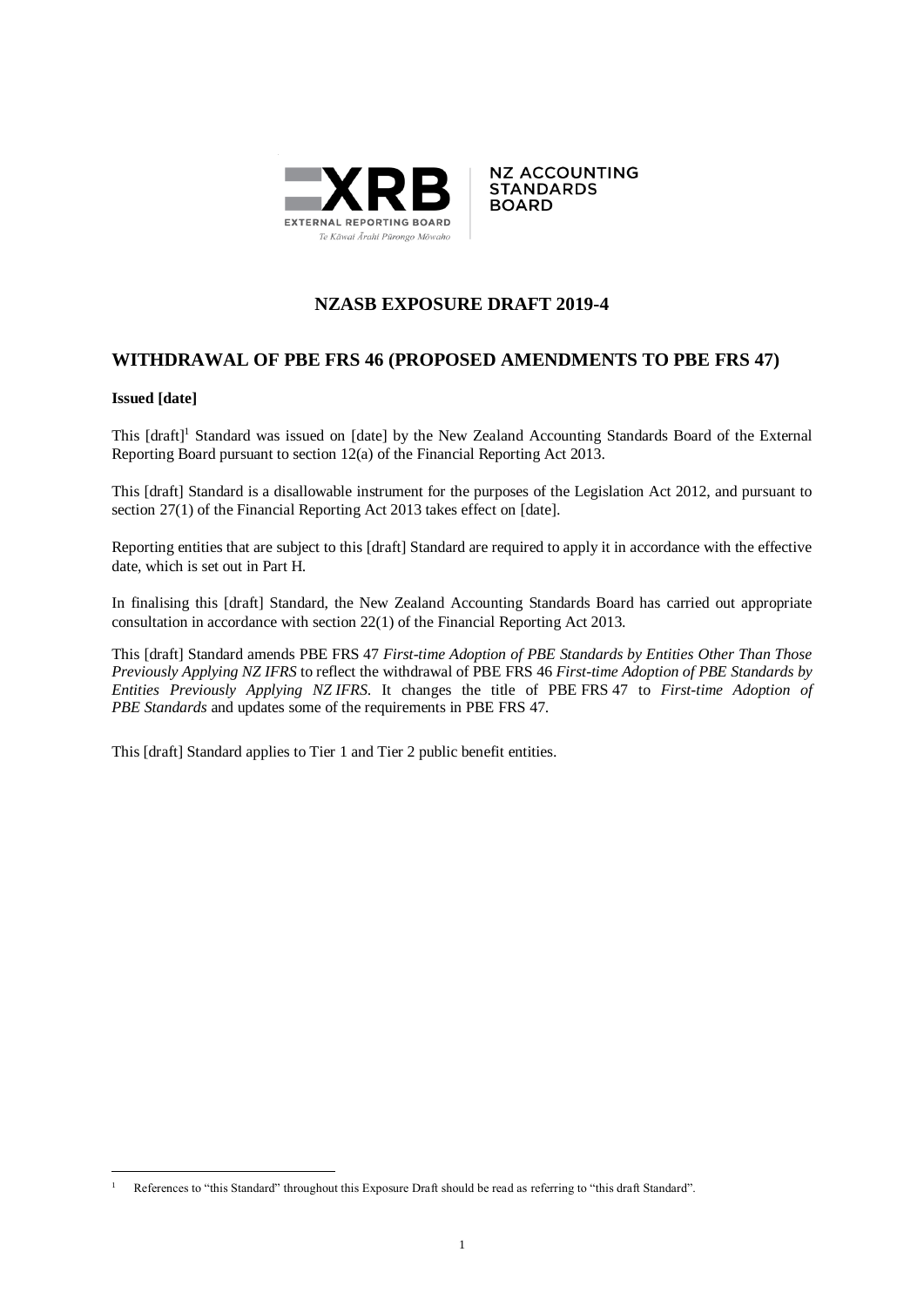# NZASB EXPOSURE DRAFT 2019-4

## WITHDRAWAL OF PBE FRS 46 (PROPOSED AMENDMENTS TO PBE FRS 47)

**Issued [date]**

This [draft][1] Standard was issued on [date] by the New Zealand Accounting Standards Board of the External Reporting Board pursuant to section 12(a) of the Financial Reporting Act 2013.

This [draft] Standard is a disallowable instrument for the purposes of the Legislation Act 2012, and pursuant to section 27(1) of the Financial Reporting Act 2013 takes effect on [date].

Reporting entities that are subject to this [draft] Standard are required to apply it in accordance with the effective date, which is set out in Part H.

In finalising this [draft] Standard, the New Zealand Accounting Standards Board has carried out appropriate consultation in accordance with section 22(1) of the Financial Reporting Act 2013.

This [draft] Standard amends PBE FRS 47 *First-time Adoption of PBE Standards by Entities Other Than Those Previously Applying NZ IFRS* to reflect the withdrawal of PBE FRS 46 *First-time Adoption of PBE Standards by Entities Previously Applying NZ IFRS*. It changes the title of PBE FRS 47 to *First-time Adoption of PBE Standards* and updates some of the requirements in PBE FRS 47.

This [draft] Standard applies to Tier 1 and Tier 2 public benefit entities.

[1] References to "this Standard" throughout this Exposure Draft should be read as referring to "this draft Standard".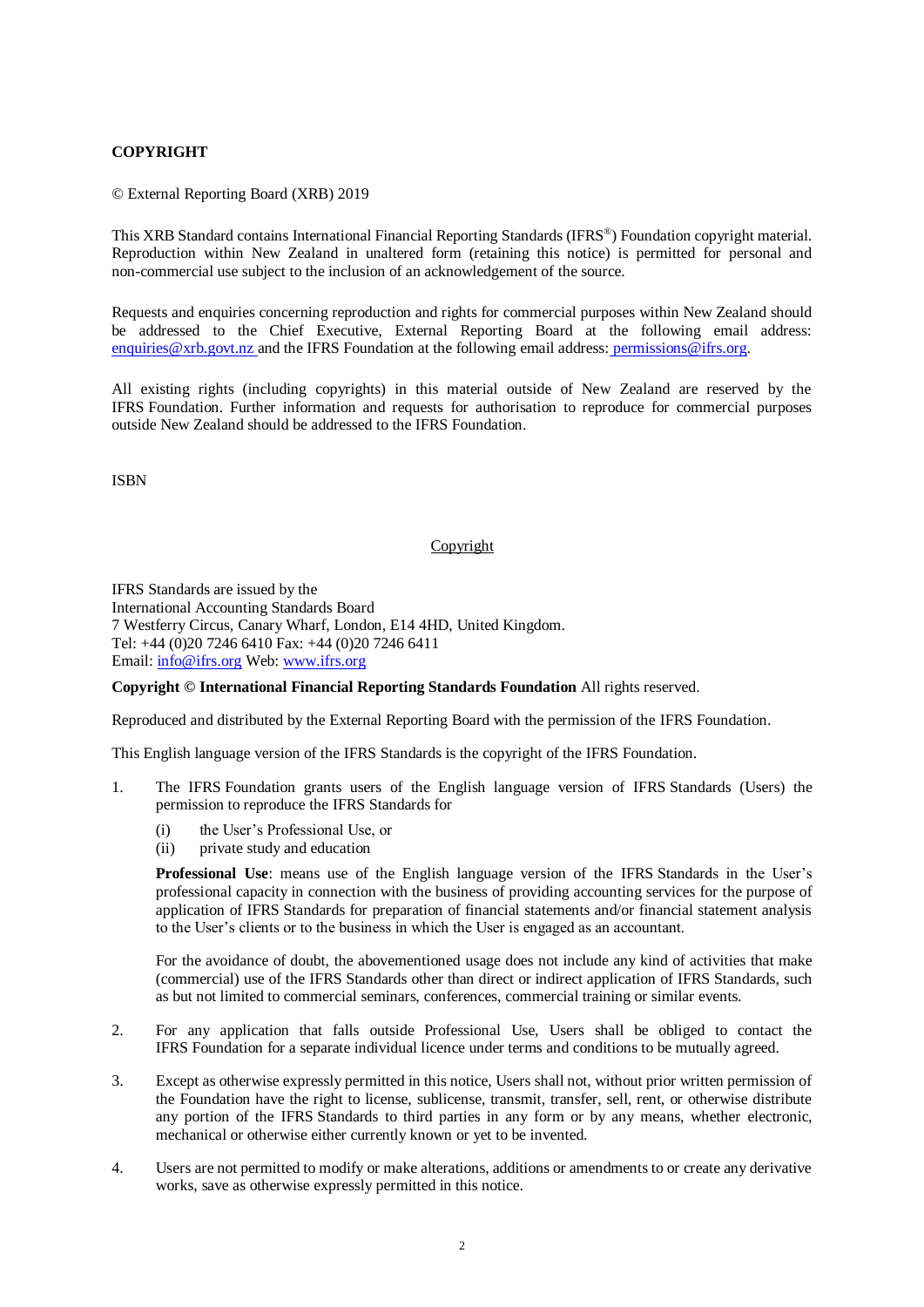**COPYRIGHT**

© External Reporting Board (XRB) 2019

This XRB Standard contains International Financial Reporting Standards (IFRS®) Foundation copyright material. Reproduction within New Zealand in unaltered form (retaining this notice) is permitted for personal and non-commercial use subject to the inclusion of an acknowledgement of the source.

Requests and enquiries concerning reproduction and rights for commercial purposes within New Zealand should be addressed to the Chief Executive, External Reporting Board at the following email address: enquiries@xrb.govt.nz and the IFRS Foundation at the following email address: permissions@ifrs.org.

All existing rights (including copyrights) in this material outside of New Zealand are reserved by the IFRS Foundation. Further information and requests for authorisation to reproduce for commercial purposes outside New Zealand should be addressed to the IFRS Foundation.

ISBN

Copyright

IFRS Standards are issued by the
International Accounting Standards Board
7 Westferry Circus, Canary Wharf, London, E14 4HD, United Kingdom.
Tel: +44 (0)20 7246 6410 Fax: +44 (0)20 7246 6411
Email: info@ifrs.org Web: www.ifrs.org

**Copyright © International Financial Reporting Standards Foundation** All rights reserved.

Reproduced and distributed by the External Reporting Board with the permission of the IFRS Foundation.

This English language version of the IFRS Standards is the copyright of the IFRS Foundation.

1. The IFRS Foundation grants users of the English language version of IFRS Standards (Users) the permission to reproduce the IFRS Standards for

   (i) the User's Professional Use, or
   (ii) private study and education

   **Professional Use**: means use of the English language version of the IFRS Standards in the User's professional capacity in connection with the business of providing accounting services for the purpose of application of IFRS Standards for preparation of financial statements and/or financial statement analysis to the User's clients or to the business in which the User is engaged as an accountant.

   For the avoidance of doubt, the abovementioned usage does not include any kind of activities that make (commercial) use of the IFRS Standards other than direct or indirect application of IFRS Standards, such as but not limited to commercial seminars, conferences, commercial training or similar events.

2. For any application that falls outside Professional Use, Users shall be obliged to contact the IFRS Foundation for a separate individual licence under terms and conditions to be mutually agreed.

3. Except as otherwise expressly permitted in this notice, Users shall not, without prior written permission of the Foundation have the right to license, sublicense, transmit, transfer, sell, rent, or otherwise distribute any portion of the IFRS Standards to third parties in any form or by any means, whether electronic, mechanical or otherwise either currently known or yet to be invented.

4. Users are not permitted to modify or make alterations, additions or amendments to or create any derivative works, save as otherwise expressly permitted in this notice.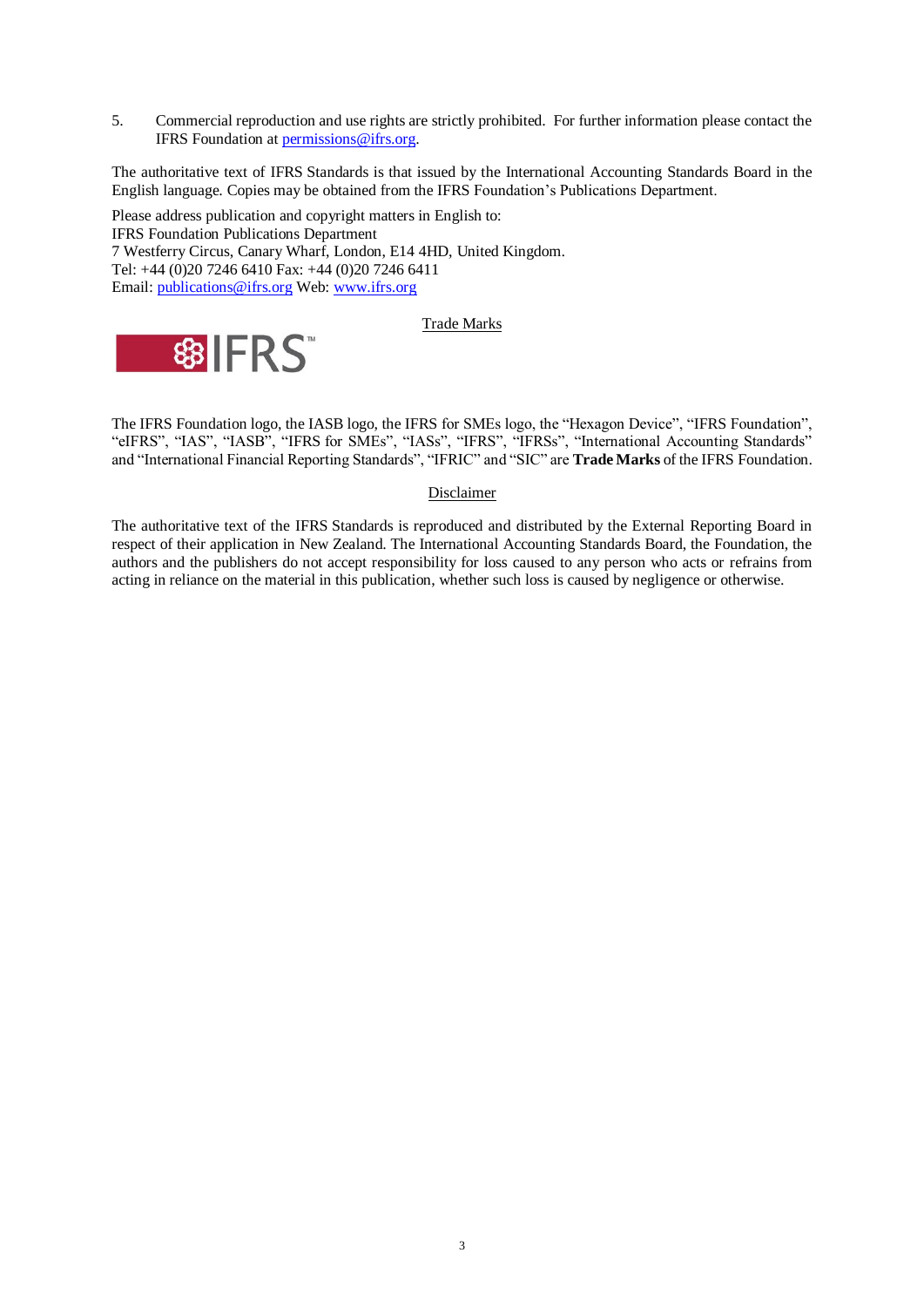5. Commercial reproduction and use rights are strictly prohibited. For further information please contact the IFRS Foundation at permissions@ifrs.org.

The authoritative text of IFRS Standards is that issued by the International Accounting Standards Board in the English language. Copies may be obtained from the IFRS Foundation's Publications Department.

Please address publication and copyright matters in English to:
IFRS Foundation Publications Department
7 Westferry Circus, Canary Wharf, London, E14 4HD, United Kingdom.
Tel: +44 (0)20 7246 6410 Fax: +44 (0)20 7246 6411
Email: publications@ifrs.org Web: www.ifrs.org

Trade Marks

The IFRS Foundation logo, the IASB logo, the IFRS for SMEs logo, the "Hexagon Device", "IFRS Foundation", "eIFRS", "IAS", "IASB", "IFRS for SMEs", "IASs", "IFRS", "IFRSs", "International Accounting Standards" and "International Financial Reporting Standards", "IFRIC" and "SIC" are **Trade Marks** of the IFRS Foundation.

Disclaimer

The authoritative text of the IFRS Standards is reproduced and distributed by the External Reporting Board in respect of their application in New Zealand. The International Accounting Standards Board, the Foundation, the authors and the publishers do not accept responsibility for loss caused to any person who acts or refrains from acting in reliance on the material in this publication, whether such loss is caused by negligence or otherwise.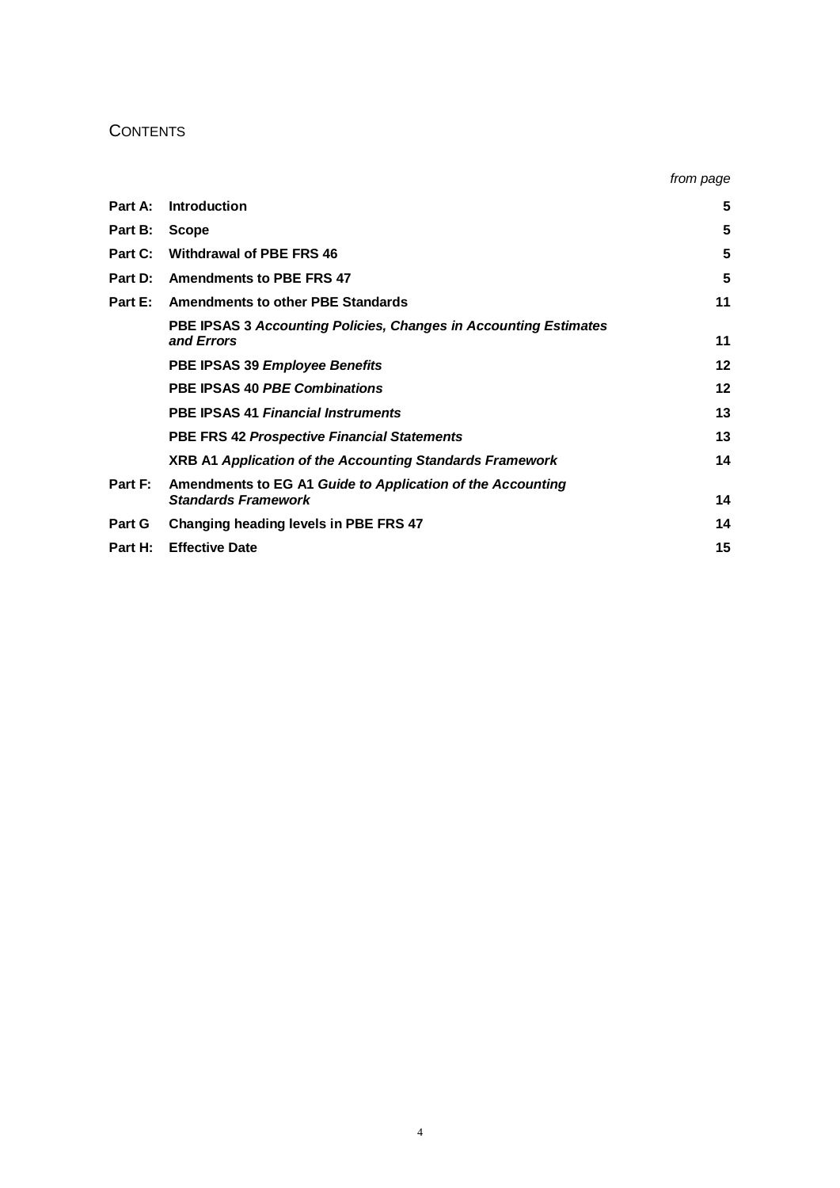# CONTENTS

| | | *from page* |
|---|---|---|
| **Part A:** | **Introduction** | **5** |
| **Part B:** | **Scope** | **5** |
| **Part C:** | **Withdrawal of PBE FRS 46** | **5** |
| **Part D:** | **Amendments to PBE FRS 47** | **5** |
| **Part E:** | **Amendments to other PBE Standards** | **11** |
| | **PBE IPSAS 3** ***Accounting Policies, Changes in Accounting Estimates and Errors*** | **11** |
| | **PBE IPSAS 39** ***Employee Benefits*** | **12** |
| | **PBE IPSAS 40** ***PBE Combinations*** | **12** |
| | **PBE IPSAS 41** ***Financial Instruments*** | **13** |
| | **PBE FRS 42** ***Prospective Financial Statements*** | **13** |
| | **XRB A1** ***Application of the Accounting Standards Framework*** | **14** |
| **Part F:** | **Amendments to EG A1** ***Guide to Application of the Accounting Standards Framework*** | **14** |
| **Part G** | **Changing heading levels in PBE FRS 47** | **14** |
| **Part H:** | **Effective Date** | **15** |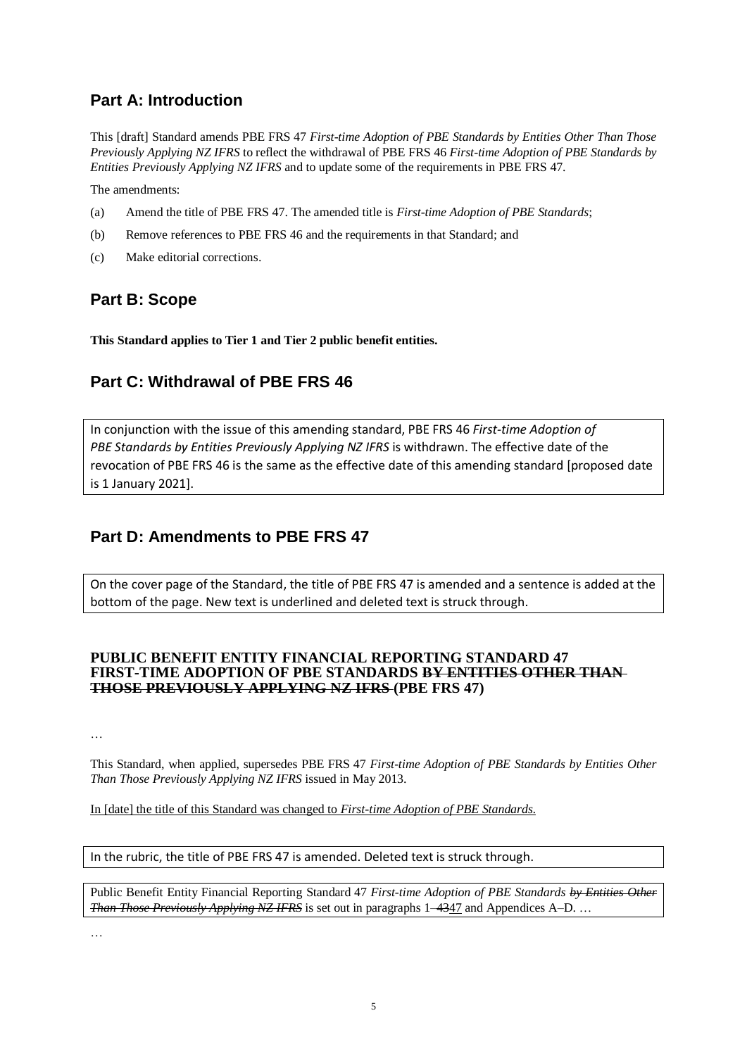## Part A: Introduction

This [draft] Standard amends PBE FRS 47 *First-time Adoption of PBE Standards by Entities Other Than Those Previously Applying NZ IFRS* to reflect the withdrawal of PBE FRS 46 *First-time Adoption of PBE Standards by Entities Previously Applying NZ IFRS* and to update some of the requirements in PBE FRS 47.

The amendments:

(a) Amend the title of PBE FRS 47. The amended title is *First-time Adoption of PBE Standards*;

(b) Remove references to PBE FRS 46 and the requirements in that Standard; and

(c) Make editorial corrections.

## Part B: Scope

**This Standard applies to Tier 1 and Tier 2 public benefit entities.**

## Part C: Withdrawal of PBE FRS 46

In conjunction with the issue of this amending standard, PBE FRS 46 *First-time Adoption of PBE Standards by Entities Previously Applying NZ IFRS* is withdrawn. The effective date of the revocation of PBE FRS 46 is the same as the effective date of this amending standard [proposed date is 1 January 2021].

## Part D: Amendments to PBE FRS 47

On the cover page of the Standard, the title of PBE FRS 47 is amended and a sentence is added at the bottom of the page. New text is underlined and deleted text is struck through.

**PUBLIC BENEFIT ENTITY FINANCIAL REPORTING STANDARD 47**
**FIRST-TIME ADOPTION OF PBE STANDARDS ~~BY ENTITIES OTHER THAN THOSE PREVIOUSLY APPLYING NZ IFRS~~ (PBE FRS 47)**

…

This Standard, when applied, supersedes PBE FRS 47 *First-time Adoption of PBE Standards by Entities Other Than Those Previously Applying NZ IFRS* issued in May 2013.

<u>In [date] the title of this Standard was changed to *First-time Adoption of PBE Standards*.</u>

In the rubric, the title of PBE FRS 47 is amended. Deleted text is struck through.

Public Benefit Entity Financial Reporting Standard 47 *First-time Adoption of PBE Standards ~~by Entities Other Than Those Previously Applying NZ IFRS~~* is set out in paragraphs 1–~~43~~<u>47</u> and Appendices A–D. …

…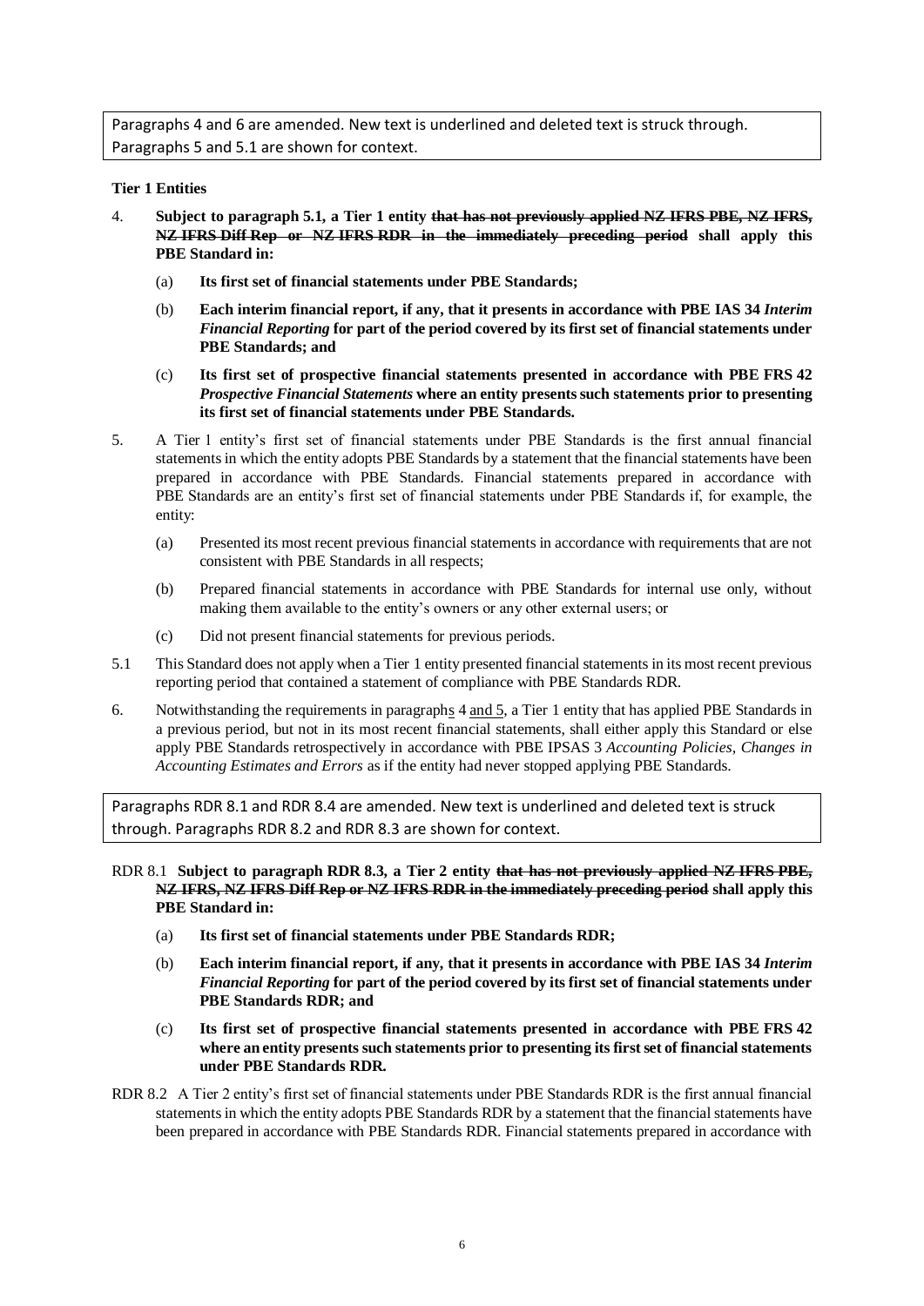Paragraphs 4 and 6 are amended. New text is underlined and deleted text is struck through. Paragraphs 5 and 5.1 are shown for context.

**Tier 1 Entities**

4. **Subject to paragraph 5.1, a Tier 1 entity ~~that has not previously applied NZ IFRS PBE, NZ IFRS, NZ IFRS Diff Rep or NZ IFRS RDR in the immediately preceding period~~ shall apply this PBE Standard in:**

   (a) **Its first set of financial statements under PBE Standards;**

   (b) **Each interim financial report, if any, that it presents in accordance with PBE IAS 34 *Interim Financial Reporting* for part of the period covered by its first set of financial statements under PBE Standards; and**

   (c) **Its first set of prospective financial statements presented in accordance with PBE FRS 42 *Prospective Financial Statements* where an entity presents such statements prior to presenting its first set of financial statements under PBE Standards.**

5. A Tier 1 entity's first set of financial statements under PBE Standards is the first annual financial statements in which the entity adopts PBE Standards by a statement that the financial statements have been prepared in accordance with PBE Standards. Financial statements prepared in accordance with PBE Standards are an entity's first set of financial statements under PBE Standards if, for example, the entity:

   (a) Presented its most recent previous financial statements in accordance with requirements that are not consistent with PBE Standards in all respects;

   (b) Prepared financial statements in accordance with PBE Standards for internal use only, without making them available to the entity's owners or any other external users; or

   (c) Did not present financial statements for previous periods.

5.1 This Standard does not apply when a Tier 1 entity presented financial statements in its most recent previous reporting period that contained a statement of compliance with PBE Standards RDR.

6. Notwithstanding the requirements in paragraph<u>s</u> 4 <u>and 5</u>, a Tier 1 entity that has applied PBE Standards in a previous period, but not in its most recent financial statements, shall either apply this Standard or else apply PBE Standards retrospectively in accordance with PBE IPSAS 3 *Accounting Policies, Changes in Accounting Estimates and Errors* as if the entity had never stopped applying PBE Standards.

Paragraphs RDR 8.1 and RDR 8.4 are amended. New text is underlined and deleted text is struck through. Paragraphs RDR 8.2 and RDR 8.3 are shown for context.

RDR 8.1 **Subject to paragraph RDR 8.3, a Tier 2 entity ~~that has not previously applied NZ IFRS PBE, NZ IFRS, NZ IFRS Diff Rep or NZ IFRS RDR in the immediately preceding period~~ shall apply this PBE Standard in:**

   (a) **Its first set of financial statements under PBE Standards RDR;**

   (b) **Each interim financial report, if any, that it presents in accordance with PBE IAS 34 *Interim Financial Reporting* for part of the period covered by its first set of financial statements under PBE Standards RDR; and**

   (c) **Its first set of prospective financial statements presented in accordance with PBE FRS 42 where an entity presents such statements prior to presenting its first set of financial statements under PBE Standards RDR.**

RDR 8.2 A Tier 2 entity's first set of financial statements under PBE Standards RDR is the first annual financial statements in which the entity adopts PBE Standards RDR by a statement that the financial statements have been prepared in accordance with PBE Standards RDR. Financial statements prepared in accordance with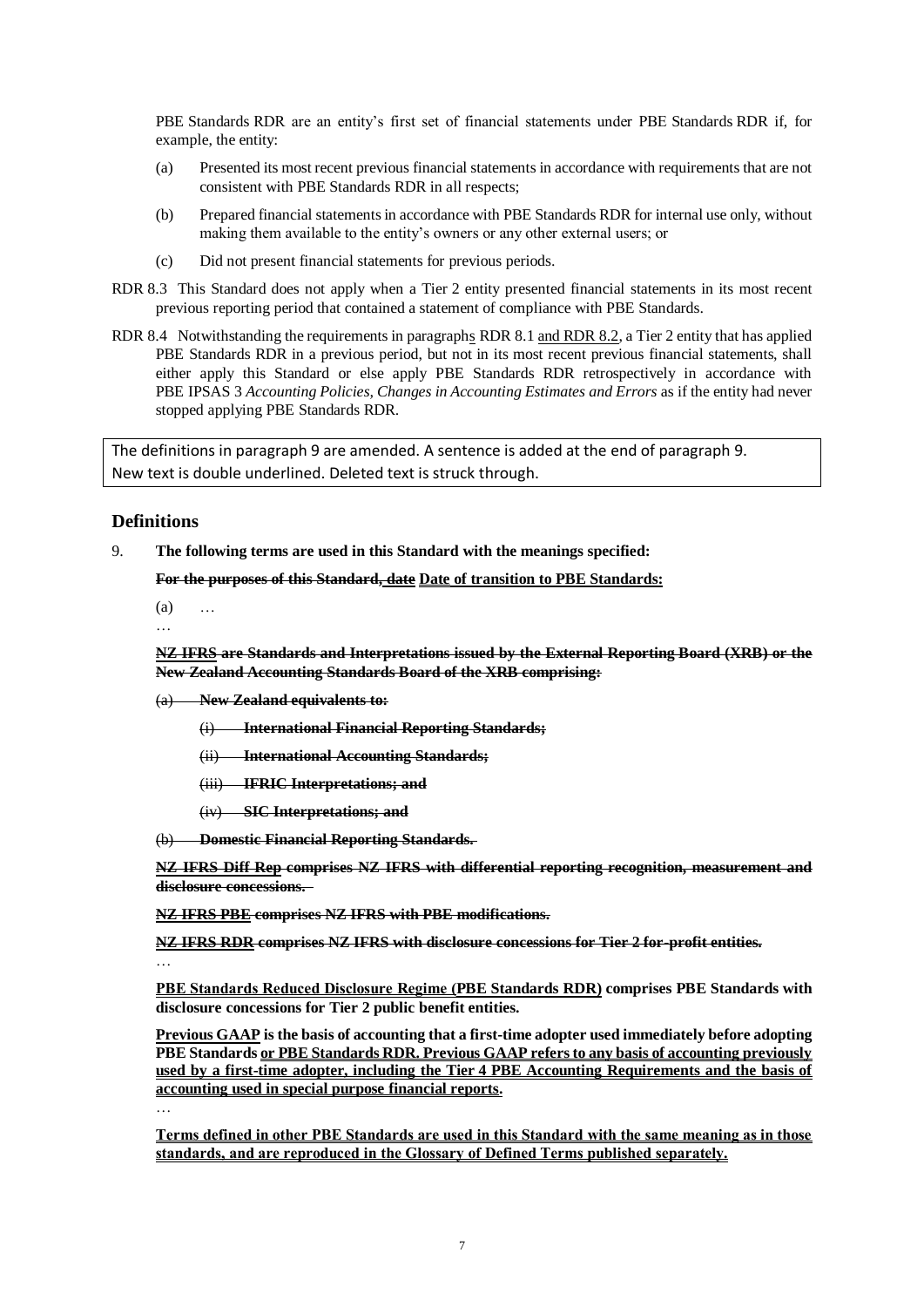PBE Standards RDR are an entity's first set of financial statements under PBE Standards RDR if, for example, the entity:

(a) Presented its most recent previous financial statements in accordance with requirements that are not consistent with PBE Standards RDR in all respects;

(b) Prepared financial statements in accordance with PBE Standards RDR for internal use only, without making them available to the entity's owners or any other external users; or

(c) Did not present financial statements for previous periods.

RDR 8.3 This Standard does not apply when a Tier 2 entity presented financial statements in its most recent previous reporting period that contained a statement of compliance with PBE Standards.

RDR 8.4 Notwithstanding the requirements in paragraphs RDR 8.1 and RDR 8.2, a Tier 2 entity that has applied PBE Standards RDR in a previous period, but not in its most recent previous financial statements, shall either apply this Standard or else apply PBE Standards RDR retrospectively in accordance with PBE IPSAS 3 *Accounting Policies, Changes in Accounting Estimates and Errors* as if the entity had never stopped applying PBE Standards RDR.

> The definitions in paragraph 9 are amended. A sentence is added at the end of paragraph 9.
> New text is double underlined. Deleted text is struck through.

## Definitions

9. **The following terms are used in this Standard with the meanings specified:**

**~~For the purposes of this Standard, date~~ Date of transition to PBE Standards:**

(a) …

…

**~~NZ IFRS are Standards and Interpretations issued by the External Reporting Board (XRB) or the New Zealand Accounting Standards Board of the XRB comprising:~~**

~~(a) **New Zealand equivalents to:**~~

~~(i) **International Financial Reporting Standards;**~~

~~(ii) **International Accounting Standards;**~~

~~(iii) **IFRIC Interpretations; and**~~

~~(iv) **SIC Interpretations; and**~~

~~(b) **Domestic Financial Reporting Standards.**~~

**~~NZ IFRS Diff Rep comprises NZ IFRS with differential reporting recognition, measurement and disclosure concessions.~~**

**~~NZ IFRS PBE comprises NZ IFRS with PBE modifications.~~**

**~~NZ IFRS RDR comprises NZ IFRS with disclosure concessions for Tier 2 for-profit entities.~~**

…

**PBE Standards Reduced Disclosure Regime (PBE Standards RDR) comprises PBE Standards with disclosure concessions for Tier 2 public benefit entities.**

**Previous GAAP is the basis of accounting that a first-time adopter used immediately before adopting PBE Standards or PBE Standards RDR. Previous GAAP refers to any basis of accounting previously used by a first-time adopter, including the Tier 4 PBE Accounting Requirements and the basis of accounting used in special purpose financial reports.**

…

**Terms defined in other PBE Standards are used in this Standard with the same meaning as in those standards, and are reproduced in the Glossary of Defined Terms published separately.**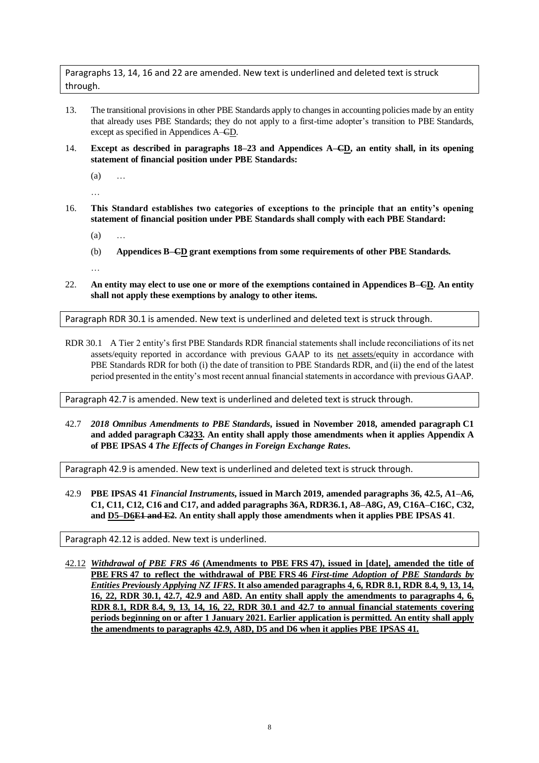Paragraphs 13, 14, 16 and 22 are amended. New text is underlined and deleted text is struck through.

13. The transitional provisions in other PBE Standards apply to changes in accounting policies made by an entity that already uses PBE Standards; they do not apply to a first-time adopter's transition to PBE Standards, except as specified in Appendices A–~~C~~<u>D</u>.

14. **Except as described in paragraphs 18–23 and Appendices A–~~C~~<u>D</u>, an entity shall, in its opening statement of financial position under PBE Standards:**

    (a) …

    …

16. **This Standard establishes two categories of exceptions to the principle that an entity's opening statement of financial position under PBE Standards shall comply with each PBE Standard:**

    (a) …

    (b) **Appendices B–~~C~~<u>D</u> grant exemptions from some requirements of other PBE Standards.**

    …

22. **An entity may elect to use one or more of the exemptions contained in Appendices B–~~C~~<u>D</u>. An entity shall not apply these exemptions by analogy to other items.**

Paragraph RDR 30.1 is amended. New text is underlined and deleted text is struck through.

RDR 30.1 A Tier 2 entity's first PBE Standards RDR financial statements shall include reconciliations of its net assets/equity reported in accordance with previous GAAP to its <u>net assets/</u>equity in accordance with PBE Standards RDR for both (i) the date of transition to PBE Standards RDR, and (ii) the end of the latest period presented in the entity's most recent annual financial statements in accordance with previous GAAP.

Paragraph 42.7 is amended. New text is underlined and deleted text is struck through.

42.7 ***2018 Omnibus Amendments to PBE Standards*, issued in November 2018, amended paragraph C1 and added paragraph C~~32~~<u>33</u>. An entity shall apply those amendments when it applies Appendix A of PBE IPSAS 4 *The Effects of Changes in Foreign Exchange Rates*.**

Paragraph 42.9 is amended. New text is underlined and deleted text is struck through.

42.9 **PBE IPSAS 41 *Financial Instruments*, issued in March 2019, amended paragraphs 36, 42.5, A1–A6, C1, C11, C12, C16 and C17, and added paragraphs 36A, RDR36.1, A8–A8G, A9, C16A–C16C, C32, and <u>D5–D6</u>~~E1 and E2~~. An entity shall apply those amendments when it applies PBE IPSAS 41**.

Paragraph 42.12 is added. New text is underlined.

<u>42.12</u> <u>***Withdrawal of PBE FRS 46* (Amendments to PBE FRS 47), issued in [date], amended the title of PBE FRS 47 to reflect the withdrawal of PBE FRS 46 *First-time Adoption of PBE Standards by Entities Previously Applying NZ IFRS*. It also amended paragraphs 4, 6, RDR 8.1, RDR 8.4, 9, 13, 14, 16, 22, RDR 30.1, 42.7, 42.9 and A8D. An entity shall apply the amendments to paragraphs 4, 6, RDR 8.1, RDR 8.4, 9, 13, 14, 16, 22, RDR 30.1 and 42.7 to annual financial statements covering periods beginning on or after 1 January 2021. Earlier application is permitted. An entity shall apply the amendments to paragraphs 42.9, A8D, D5 and D6 when it applies PBE IPSAS 41.**</u>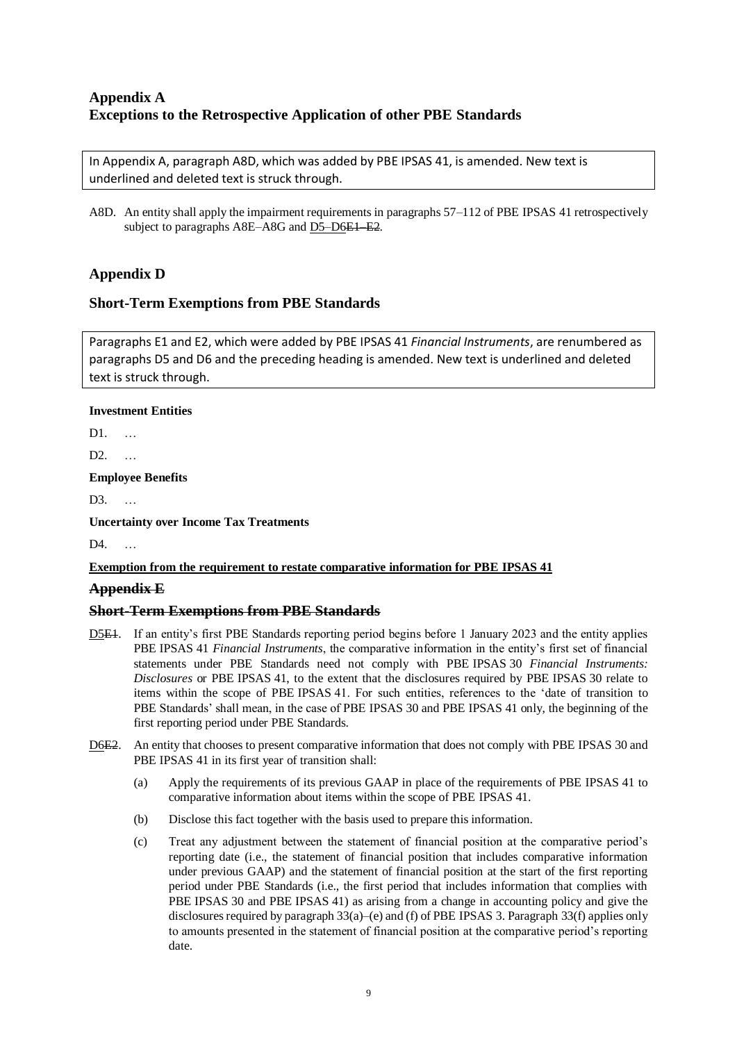## Appendix A
## Exceptions to the Retrospective Application of other PBE Standards

In Appendix A, paragraph A8D, which was added by PBE IPSAS 41, is amended. New text is underlined and deleted text is struck through.

A8D. An entity shall apply the impairment requirements in paragraphs 57–112 of PBE IPSAS 41 retrospectively subject to paragraphs A8E–A8G and <u>D5–D6</u>~~E1–E2~~.

## Appendix D

## Short-Term Exemptions from PBE Standards

Paragraphs E1 and E2, which were added by PBE IPSAS 41 *Financial Instruments*, are renumbered as paragraphs D5 and D6 and the preceding heading is amended. New text is underlined and deleted text is struck through.

**Investment Entities**

D1. …

D2. …

**Employee Benefits**

D3. …

**Uncertainty over Income Tax Treatments**

D4. …

<u>**Exemption from the requirement to restate comparative information for PBE IPSAS 41**</u>

~~**Appendix E**~~

~~**Short-Term Exemptions from PBE Standards**~~

<u>D5</u>~~E1~~. If an entity's first PBE Standards reporting period begins before 1 January 2023 and the entity applies PBE IPSAS 41 *Financial Instruments*, the comparative information in the entity's first set of financial statements under PBE Standards need not comply with PBE IPSAS 30 *Financial Instruments: Disclosures* or PBE IPSAS 41, to the extent that the disclosures required by PBE IPSAS 30 relate to items within the scope of PBE IPSAS 41. For such entities, references to the 'date of transition to PBE Standards' shall mean, in the case of PBE IPSAS 30 and PBE IPSAS 41 only, the beginning of the first reporting period under PBE Standards.

<u>D6</u>~~E2~~. An entity that chooses to present comparative information that does not comply with PBE IPSAS 30 and PBE IPSAS 41 in its first year of transition shall:

(a) Apply the requirements of its previous GAAP in place of the requirements of PBE IPSAS 41 to comparative information about items within the scope of PBE IPSAS 41.

(b) Disclose this fact together with the basis used to prepare this information.

(c) Treat any adjustment between the statement of financial position at the comparative period's reporting date (i.e., the statement of financial position that includes comparative information under previous GAAP) and the statement of financial position at the start of the first reporting period under PBE Standards (i.e., the first period that includes information that complies with PBE IPSAS 30 and PBE IPSAS 41) as arising from a change in accounting policy and give the disclosures required by paragraph 33(a)–(e) and (f) of PBE IPSAS 3. Paragraph 33(f) applies only to amounts presented in the statement of financial position at the comparative period's reporting date.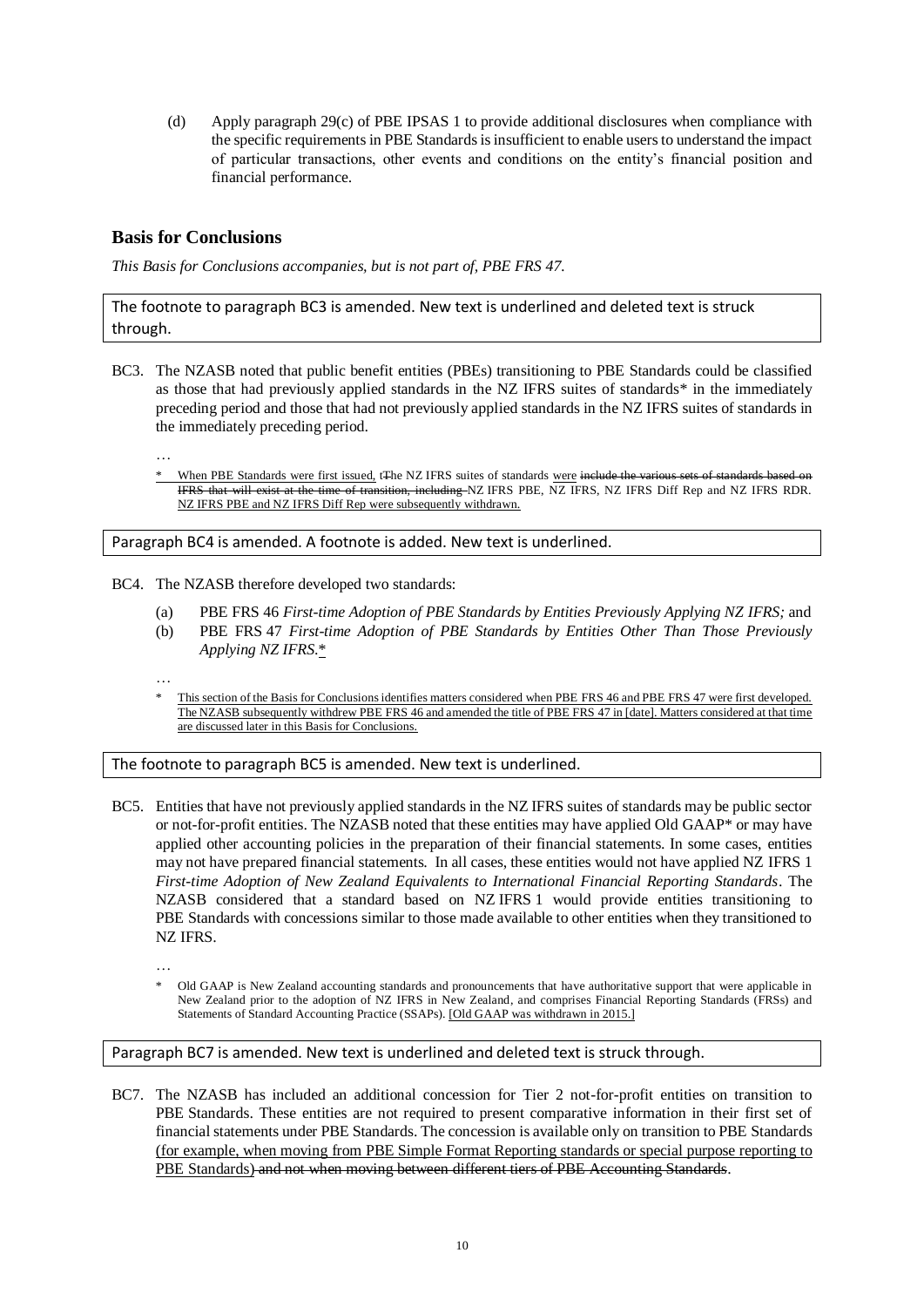(d) Apply paragraph 29(c) of PBE IPSAS 1 to provide additional disclosures when compliance with the specific requirements in PBE Standards is insufficient to enable users to understand the impact of particular transactions, other events and conditions on the entity's financial position and financial performance.

## Basis for Conclusions

*This Basis for Conclusions accompanies, but is not part of, PBE FRS 47.*

The footnote to paragraph BC3 is amended. New text is underlined and deleted text is struck through.

BC3. The NZASB noted that public benefit entities (PBEs) transitioning to PBE Standards could be classified as those that had previously applied standards in the NZ IFRS suites of standards* in the immediately preceding period and those that had not previously applied standards in the NZ IFRS suites of standards in the immediately preceding period.

…

\* <u>When PBE Standards were first issued, t</u>~~T~~he NZ IFRS suites of standards <u>were</u> ~~include the various sets of standards based on IFRS that will exist at the time of transition, including~~ NZ IFRS PBE, NZ IFRS, NZ IFRS Diff Rep and NZ IFRS RDR. <u>NZ IFRS PBE and NZ IFRS Diff Rep were subsequently withdrawn.</u>

Paragraph BC4 is amended. A footnote is added. New text is underlined.

BC4. The NZASB therefore developed two standards:

(a) PBE FRS 46 *First-time Adoption of PBE Standards by Entities Previously Applying NZ IFRS;* and

(b) PBE FRS 47 *First-time Adoption of PBE Standards by Entities Other Than Those Previously Applying NZ IFRS.*<u>*</u>

…

<u>\* This section of the Basis for Conclusions identifies matters considered when PBE FRS 46 and PBE FRS 47 were first developed. The NZASB subsequently withdrew PBE FRS 46 and amended the title of PBE FRS 47 in [date]. Matters considered at that time are discussed later in this Basis for Conclusions.</u>

The footnote to paragraph BC5 is amended. New text is underlined.

BC5. Entities that have not previously applied standards in the NZ IFRS suites of standards may be public sector or not-for-profit entities. The NZASB noted that these entities may have applied Old GAAP* or may have applied other accounting policies in the preparation of their financial statements. In some cases, entities may not have prepared financial statements. In all cases, these entities would not have applied NZ IFRS 1 *First-time Adoption of New Zealand Equivalents to International Financial Reporting Standards*. The NZASB considered that a standard based on NZ IFRS 1 would provide entities transitioning to PBE Standards with concessions similar to those made available to other entities when they transitioned to NZ IFRS.

…

\* Old GAAP is New Zealand accounting standards and pronouncements that have authoritative support that were applicable in New Zealand prior to the adoption of NZ IFRS in New Zealand, and comprises Financial Reporting Standards (FRSs) and Statements of Standard Accounting Practice (SSAPs). <u>[Old GAAP was withdrawn in 2015.]</u>

Paragraph BC7 is amended. New text is underlined and deleted text is struck through.

BC7. The NZASB has included an additional concession for Tier 2 not-for-profit entities on transition to PBE Standards. These entities are not required to present comparative information in their first set of financial statements under PBE Standards. The concession is available only on transition to PBE Standards <u>(for example, when moving from PBE Simple Format Reporting standards or special purpose reporting to PBE Standards)</u> ~~and not when moving between different tiers of PBE Accounting Standards~~.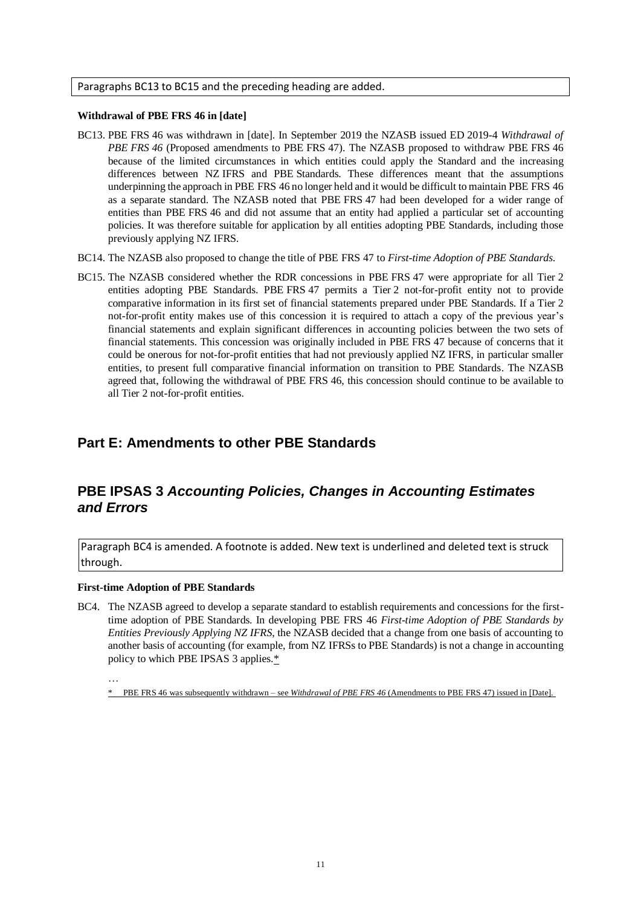Paragraphs BC13 to BC15 and the preceding heading are added.

**Withdrawal of PBE FRS 46 in [date]**

BC13. PBE FRS 46 was withdrawn in [date]. In September 2019 the NZASB issued ED 2019-4 *Withdrawal of PBE FRS 46* (Proposed amendments to PBE FRS 47). The NZASB proposed to withdraw PBE FRS 46 because of the limited circumstances in which entities could apply the Standard and the increasing differences between NZ IFRS and PBE Standards. These differences meant that the assumptions underpinning the approach in PBE FRS 46 no longer held and it would be difficult to maintain PBE FRS 46 as a separate standard. The NZASB noted that PBE FRS 47 had been developed for a wider range of entities than PBE FRS 46 and did not assume that an entity had applied a particular set of accounting policies. It was therefore suitable for application by all entities adopting PBE Standards, including those previously applying NZ IFRS.

BC14. The NZASB also proposed to change the title of PBE FRS 47 to *First-time Adoption of PBE Standards.*

BC15. The NZASB considered whether the RDR concessions in PBE FRS 47 were appropriate for all Tier 2 entities adopting PBE Standards. PBE FRS 47 permits a Tier 2 not-for-profit entity not to provide comparative information in its first set of financial statements prepared under PBE Standards. If a Tier 2 not-for-profit entity makes use of this concession it is required to attach a copy of the previous year's financial statements and explain significant differences in accounting policies between the two sets of financial statements. This concession was originally included in PBE FRS 47 because of concerns that it could be onerous for not-for-profit entities that had not previously applied NZ IFRS, in particular smaller entities, to present full comparative financial information on transition to PBE Standards. The NZASB agreed that, following the withdrawal of PBE FRS 46, this concession should continue to be available to all Tier 2 not-for-profit entities.

## Part E: Amendments to other PBE Standards

## PBE IPSAS 3 *Accounting Policies, Changes in Accounting Estimates and Errors*

Paragraph BC4 is amended. A footnote is added. New text is underlined and deleted text is struck through.

**First-time Adoption of PBE Standards**

BC4. The NZASB agreed to develop a separate standard to establish requirements and concessions for the first-time adoption of PBE Standards. In developing PBE FRS 46 *First-time Adoption of PBE Standards by Entities Previously Applying NZ IFRS*, the NZASB decided that a change from one basis of accounting to another basis of accounting (for example, from NZ IFRSs to PBE Standards) is not a change in accounting policy to which PBE IPSAS 3 applies.<u>*</u>

…

<u>* PBE FRS 46 was subsequently withdrawn – see *Withdrawal of PBE FRS 46* (Amendments to PBE FRS 47) issued in [Date].</u>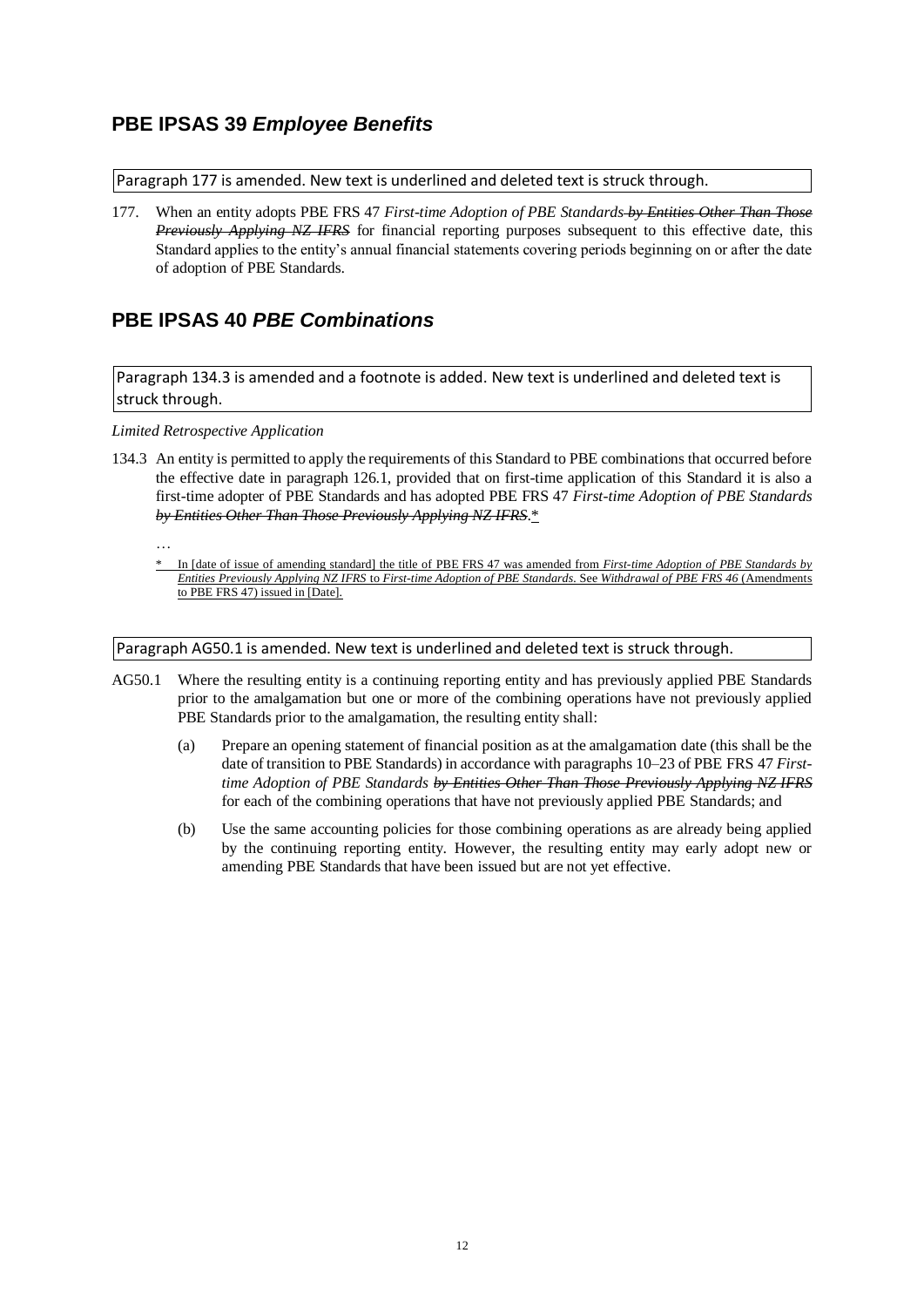## PBE IPSAS 39 *Employee Benefits*

Paragraph 177 is amended. New text is underlined and deleted text is struck through.

177. When an entity adopts PBE FRS 47 *First-time Adoption of PBE Standards* ~~*by Entities Other Than Those Previously Applying NZ IFRS*~~ for financial reporting purposes subsequent to this effective date, this Standard applies to the entity's annual financial statements covering periods beginning on or after the date of adoption of PBE Standards.

## PBE IPSAS 40 *PBE Combinations*

Paragraph 134.3 is amended and a footnote is added. New text is underlined and deleted text is struck through.

*Limited Retrospective Application*

134.3 An entity is permitted to apply the requirements of this Standard to PBE combinations that occurred before the effective date in paragraph 126.1, provided that on first-time application of this Standard it is also a first-time adopter of PBE Standards and has adopted PBE FRS 47 *First-time Adoption of PBE Standards* ~~*by Entities Other Than Those Previously Applying NZ IFRS*~~.<u>*</u>

…

<u>* In [date of issue of amending standard] the title of PBE FRS 47 was amended from *First-time Adoption of PBE Standards by Entities Previously Applying NZ IFRS* to *First-time Adoption of PBE Standards*. See *Withdrawal of PBE FRS 46* (Amendments to PBE FRS 47) issued in [Date].</u>

Paragraph AG50.1 is amended. New text is underlined and deleted text is struck through.

AG50.1 Where the resulting entity is a continuing reporting entity and has previously applied PBE Standards prior to the amalgamation but one or more of the combining operations have not previously applied PBE Standards prior to the amalgamation, the resulting entity shall:

(a) Prepare an opening statement of financial position as at the amalgamation date (this shall be the date of transition to PBE Standards) in accordance with paragraphs 10–23 of PBE FRS 47 *First-time Adoption of PBE Standards* ~~*by Entities Other Than Those Previously Applying NZ IFRS*~~ for each of the combining operations that have not previously applied PBE Standards; and

(b) Use the same accounting policies for those combining operations as are already being applied by the continuing reporting entity. However, the resulting entity may early adopt new or amending PBE Standards that have been issued but are not yet effective.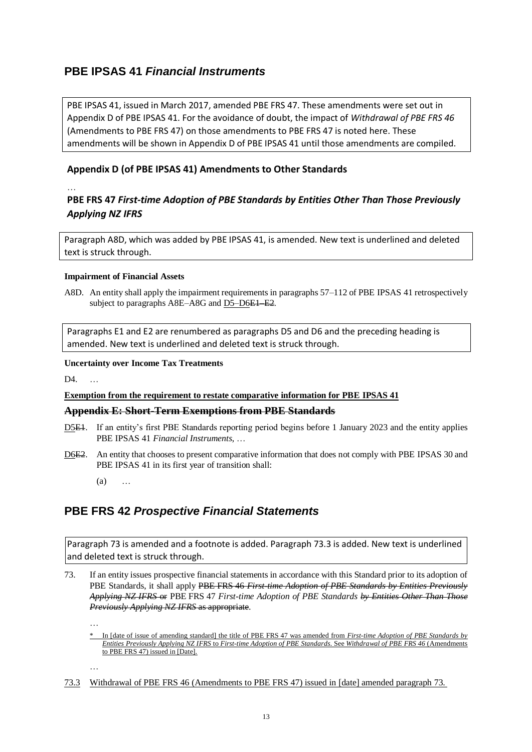## PBE IPSAS 41 *Financial Instruments*

PBE IPSAS 41, issued in March 2017, amended PBE FRS 47. These amendments were set out in Appendix D of PBE IPSAS 41. For the avoidance of doubt, the impact of *Withdrawal of PBE FRS 46* (Amendments to PBE FRS 47) on those amendments to PBE FRS 47 is noted here. These amendments will be shown in Appendix D of PBE IPSAS 41 until those amendments are compiled.

### Appendix D (of PBE IPSAS 41) Amendments to Other Standards

…

### PBE FRS 47 *First-time Adoption of PBE Standards by Entities Other Than Those Previously Applying NZ IFRS*

Paragraph A8D, which was added by PBE IPSAS 41, is amended. New text is underlined and deleted text is struck through.

**Impairment of Financial Assets**

A8D. An entity shall apply the impairment requirements in paragraphs 57–112 of PBE IPSAS 41 retrospectively subject to paragraphs A8E–A8G and <u>D5–D6</u>~~E1–E2~~.

Paragraphs E1 and E2 are renumbered as paragraphs D5 and D6 and the preceding heading is amended. New text is underlined and deleted text is struck through.

**Uncertainty over Income Tax Treatments**

D4. …

**<u>Exemption from the requirement to restate comparative information for PBE IPSAS 41</u>**

**~~Appendix E: Short-Term Exemptions from PBE Standards~~**

<u>D5</u>~~E1~~. If an entity's first PBE Standards reporting period begins before 1 January 2023 and the entity applies PBE IPSAS 41 *Financial Instruments*, …

<u>D6</u>~~E2~~. An entity that chooses to present comparative information that does not comply with PBE IPSAS 30 and PBE IPSAS 41 in its first year of transition shall:

(a) …

## PBE FRS 42 *Prospective Financial Statements*

Paragraph 73 is amended and a footnote is added. Paragraph 73.3 is added. New text is underlined and deleted text is struck through.

73. If an entity issues prospective financial statements in accordance with this Standard prior to its adoption of PBE Standards, it shall apply ~~PBE FRS 46 *First-time Adoption of PBE Standards by Entities Previously Applying NZ IFRS* or~~ PBE FRS 47 *First-time Adoption of PBE Standards ~~by Entities Other Than Those Previously Applying NZ IFRS~~* ~~as appropriate~~.

…

<u>* In [date of issue of amending standard] the title of PBE FRS 47 was amended from *First-time Adoption of PBE Standards by Entities Previously Applying NZ IFRS* to *First-time Adoption of PBE Standards*. See *Withdrawal of PBE FRS 46* (Amendments to PBE FRS 47) issued in [Date].</u>

…

<u>73.3 Withdrawal of PBE FRS 46 (Amendments to PBE FRS 47) issued in [date] amended paragraph 73.</u>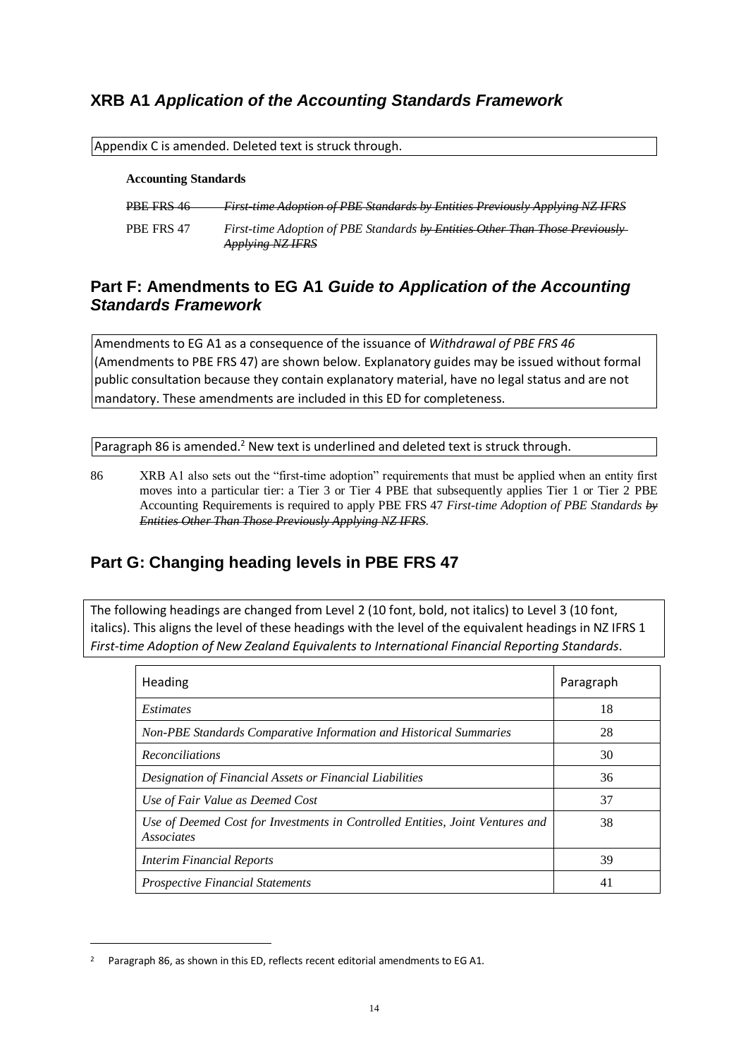## XRB A1 *Application of the Accounting Standards Framework*

Appendix C is amended. Deleted text is struck through.

**Accounting Standards**

| | |
|---|---|
| ~~PBE FRS 46~~ | ~~*First-time Adoption of PBE Standards by Entities Previously Applying NZ IFRS*~~ |
| PBE FRS 47 | *First-time Adoption of PBE Standards* ~~*by Entities Other Than Those Previously Applying NZ IFRS*~~ |

## Part F: Amendments to EG A1 *Guide to Application of the Accounting Standards Framework*

Amendments to EG A1 as a consequence of the issuance of *Withdrawal of PBE FRS 46* (Amendments to PBE FRS 47) are shown below. Explanatory guides may be issued without formal public consultation because they contain explanatory material, have no legal status and are not mandatory. These amendments are included in this ED for completeness.

Paragraph 86 is amended.[2] New text is underlined and deleted text is struck through.

86 XRB A1 also sets out the "first-time adoption" requirements that must be applied when an entity first moves into a particular tier: a Tier 3 or Tier 4 PBE that subsequently applies Tier 1 or Tier 2 PBE Accounting Requirements is required to apply PBE FRS 47 *First-time Adoption of PBE Standards* ~~*by Entities Other Than Those Previously Applying NZ IFRS*~~.

## Part G: Changing heading levels in PBE FRS 47

The following headings are changed from Level 2 (10 font, bold, not italics) to Level 3 (10 font, italics). This aligns the level of these headings with the level of the equivalent headings in NZ IFRS 1 *First-time Adoption of New Zealand Equivalents to International Financial Reporting Standards*.

| Heading | Paragraph |
|---|---|
| *Estimates* | 18 |
| *Non-PBE Standards Comparative Information and Historical Summaries* | 28 |
| *Reconciliations* | 30 |
| *Designation of Financial Assets or Financial Liabilities* | 36 |
| *Use of Fair Value as Deemed Cost* | 37 |
| *Use of Deemed Cost for Investments in Controlled Entities, Joint Ventures and Associates* | 38 |
| *Interim Financial Reports* | 39 |
| *Prospective Financial Statements* | 41 |

[2] Paragraph 86, as shown in this ED, reflects recent editorial amendments to EG A1.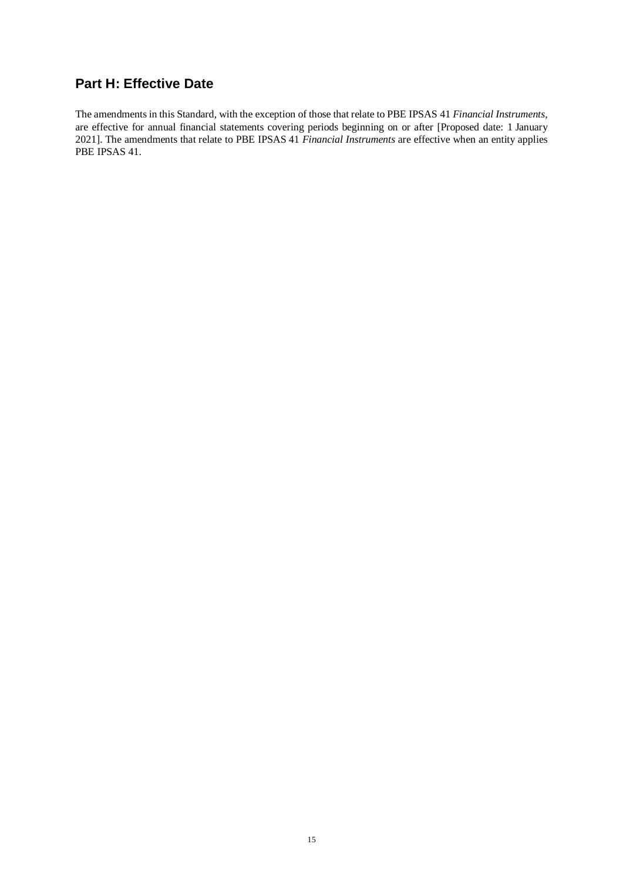## Part H: Effective Date

The amendments in this Standard, with the exception of those that relate to PBE IPSAS 41 *Financial Instruments*, are effective for annual financial statements covering periods beginning on or after [Proposed date: 1 January 2021]. The amendments that relate to PBE IPSAS 41 *Financial Instruments* are effective when an entity applies PBE IPSAS 41.